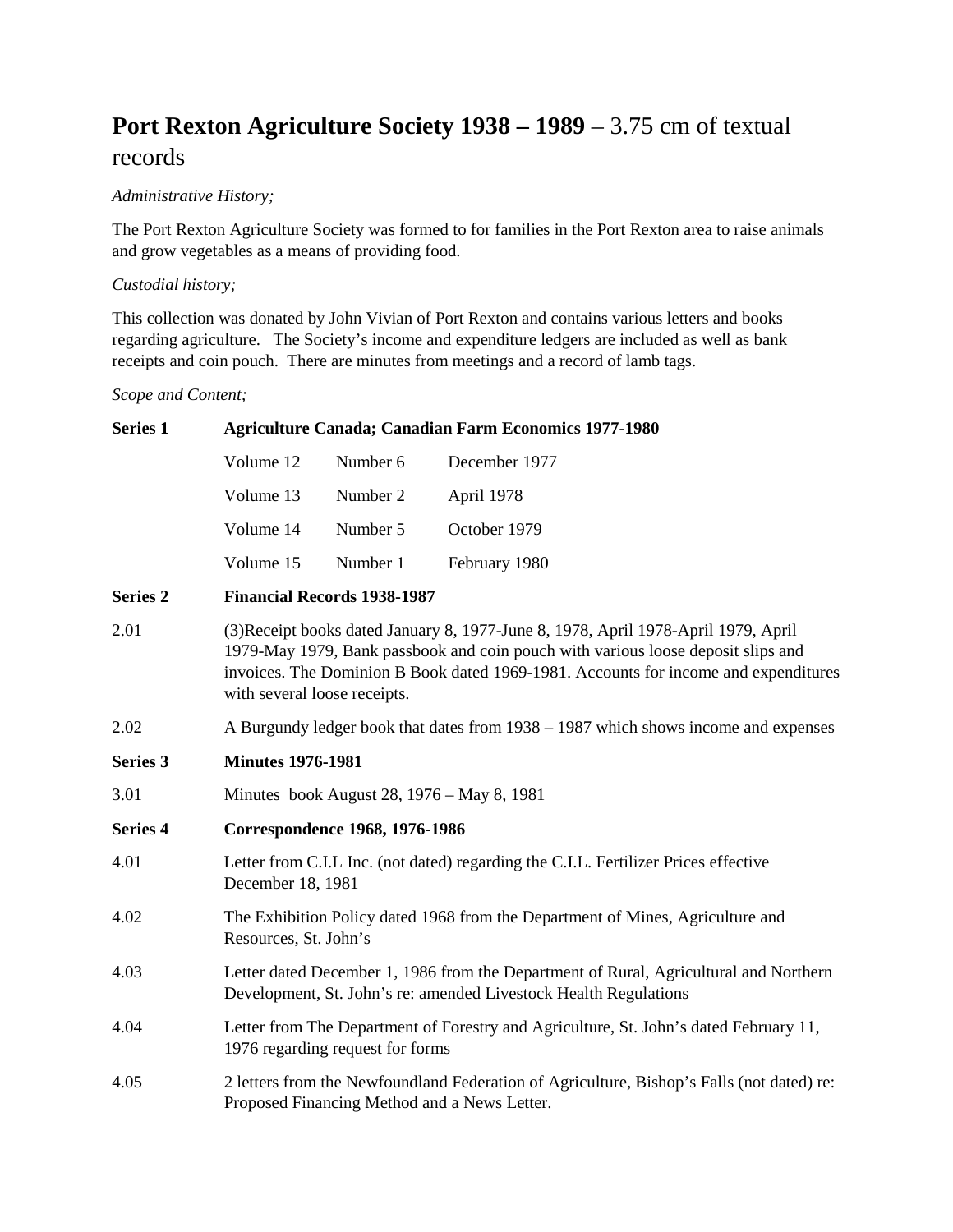# **Port Rexton Agriculture Society 1938 – 1989** – 3.75 cm of textual records

*Administrative History;*

The Port Rexton Agriculture Society was formed to for families in the Port Rexton area to raise animals and grow vegetables as a means of providing food.

*Custodial history;*

This collection was donated by John Vivian of Port Rexton and contains various letters and books regarding agriculture. The Society's income and expenditure ledgers are included as well as bank receipts and coin pouch. There are minutes from meetings and a record of lamb tags.

*Scope and Content;*

**Series 1** **Agriculture Canada; Canadian Farm Economics 1977-1980**

| Volume | Number | Date |
|---|---|---|
| Volume 12 | Number 6 | December 1977 |
| Volume 13 | Number 2 | April 1978 |
| Volume 14 | Number 5 | October 1979 |
| Volume 15 | Number 1 | February 1980 |

**Series 2** **Financial Records 1938-1987**

2.01 (3)Receipt books dated January 8, 1977-June 8, 1978, April 1978-April 1979, April 1979-May 1979, Bank passbook and coin pouch with various loose deposit slips and invoices. The Dominion B Book dated 1969-1981. Accounts for income and expenditures with several loose receipts.

2.02 A Burgundy ledger book that dates from 1938 – 1987 which shows income and expenses

**Series 3** **Minutes 1976-1981**

3.01 Minutes book August 28, 1976 – May 8, 1981

**Series 4** **Correspondence 1968, 1976-1986**

4.01 Letter from C.I.L Inc. (not dated) regarding the C.I.L. Fertilizer Prices effective December 18, 1981

4.02 The Exhibition Policy dated 1968 from the Department of Mines, Agriculture and Resources, St. John's

4.03 Letter dated December 1, 1986 from the Department of Rural, Agricultural and Northern Development, St. John's re: amended Livestock Health Regulations

4.04 Letter from The Department of Forestry and Agriculture, St. John's dated February 11, 1976 regarding request for forms

4.05 2 letters from the Newfoundland Federation of Agriculture, Bishop's Falls (not dated) re: Proposed Financing Method and a News Letter.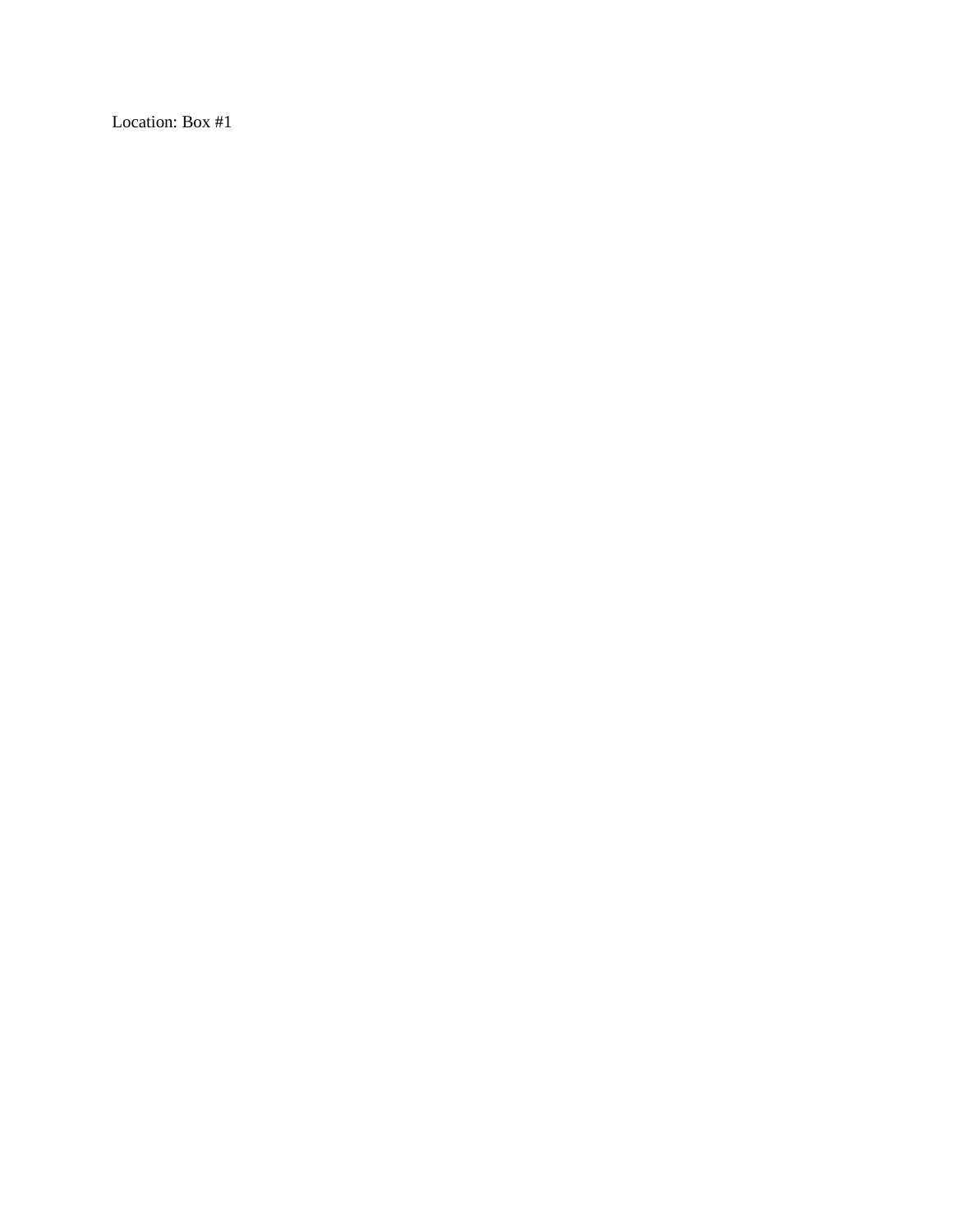Location: Box #1